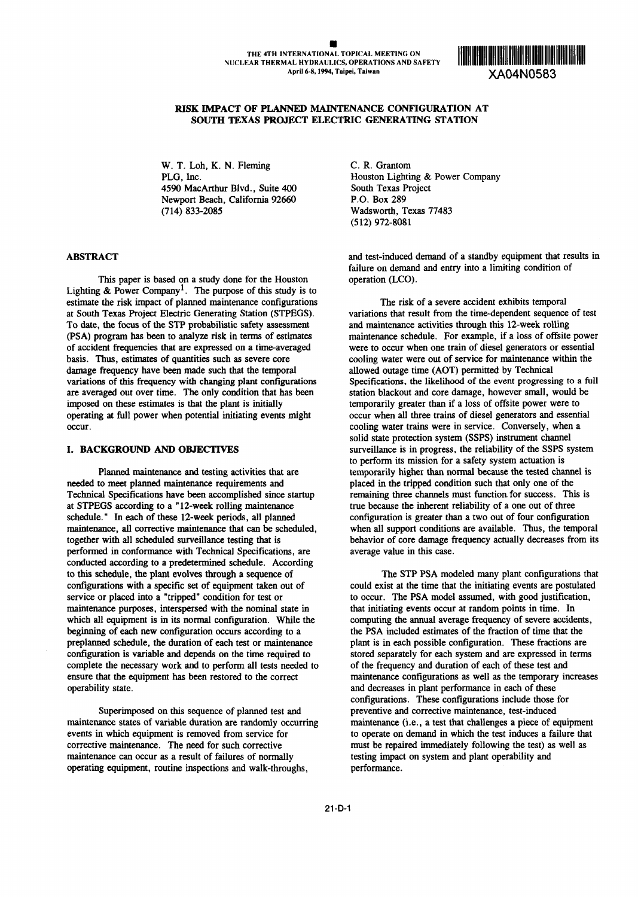THE 4TH INTERNATIONAL TOPICAL MEETING ON NUCLEAR THERMAL HYDRAULICS, OPERATIONS AND SAFETY
April 6-8, 1994, Taipei, Taiwan

XA04N0583

# RISK IMPACT OF PLANNED MAINTENANCE CONFIGURATION AT SOUTH TEXAS PROJECT ELECTRIC GENERATING STATION

W. T. Loh, K. N. Fleming
PLG, Inc.
4590 MacArthur Blvd., Suite 400
Newport Beach, California 92660
(714) 833-2085

C. R. Grantom
Houston Lighting & Power Company
South Texas Project
P.O. Box 289
Wadsworth, Texas 77483
(512) 972-8081

## ABSTRACT

This paper is based on a study done for the Houston Lighting & Power Company[1]. The purpose of this study is to estimate the risk impact of planned maintenance configurations at South Texas Project Electric Generating Station (STPEGS). To date, the focus of the STP probabilistic safety assessment (PSA) program has been to analyze risk in terms of estimates of accident frequencies that are expressed on a time-averaged basis. Thus, estimates of quantities such as severe core damage frequency have been made such that the temporal variations of this frequency with changing plant configurations are averaged out over time. The only condition that has been imposed on these estimates is that the plant is initially operating at full power when potential initiating events might occur.

## I. BACKGROUND AND OBJECTIVES

Planned maintenance and testing activities that are needed to meet planned maintenance requirements and Technical Specifications have been accomplished since startup at STPEGS according to a "12-week rolling maintenance schedule." In each of these 12-week periods, all planned maintenance, all corrective maintenance that can be scheduled, together with all scheduled surveillance testing that is performed in conformance with Technical Specifications, are conducted according to a predetermined schedule. According to this schedule, the plant evolves through a sequence of configurations with a specific set of equipment taken out of service or placed into a "tripped" condition for test or maintenance purposes, interspersed with the nominal state in which all equipment is in its normal configuration. While the beginning of each new configuration occurs according to a preplanned schedule, the duration of each test or maintenance configuration is variable and depends on the time required to complete the necessary work and to perform all tests needed to ensure that the equipment has been restored to the correct operability state.

Superimposed on this sequence of planned test and maintenance states of variable duration are randomly occurring events in which equipment is removed from service for corrective maintenance. The need for such corrective maintenance can occur as a result of failures of normally operating equipment, routine inspections and walk-throughs, and test-induced demand of a standby equipment that results in failure on demand and entry into a limiting condition of operation (LCO).

The risk of a severe accident exhibits temporal variations that result from the time-dependent sequence of test and maintenance activities through this 12-week rolling maintenance schedule. For example, if a loss of offsite power were to occur when one train of diesel generators or essential cooling water were out of service for maintenance within the allowed outage time (AOT) permitted by Technical Specifications, the likelihood of the event progressing to a full station blackout and core damage, however small, would be temporarily greater than if a loss of offsite power were to occur when all three trains of diesel generators and essential cooling water trains were in service. Conversely, when a solid state protection system (SSPS) instrument channel surveillance is in progress, the reliability of the SSPS system to perform its mission for a safety system actuation is temporarily higher than normal because the tested channel is placed in the tripped condition such that only one of the remaining three channels must function for success. This is true because the inherent reliability of a one out of three configuration is greater than a two out of four configuration when all support conditions are available. Thus, the temporal behavior of core damage frequency actually decreases from its average value in this case.

The STP PSA modeled many plant configurations that could exist at the time that the initiating events are postulated to occur. The PSA model assumed, with good justification, that initiating events occur at random points in time. In computing the annual average frequency of severe accidents, the PSA included estimates of the fraction of time that the plant is in each possible configuration. These fractions are stored separately for each system and are expressed in terms of the frequency and duration of each of these test and maintenance configurations as well as the temporary increases and decreases in plant performance in each of these configurations. These configurations include those for preventive and corrective maintenance, test-induced maintenance (i.e., a test that challenges a piece of equipment to operate on demand in which the test induces a failure that must be repaired immediately following the test) as well as testing impact on system and plant operability and performance.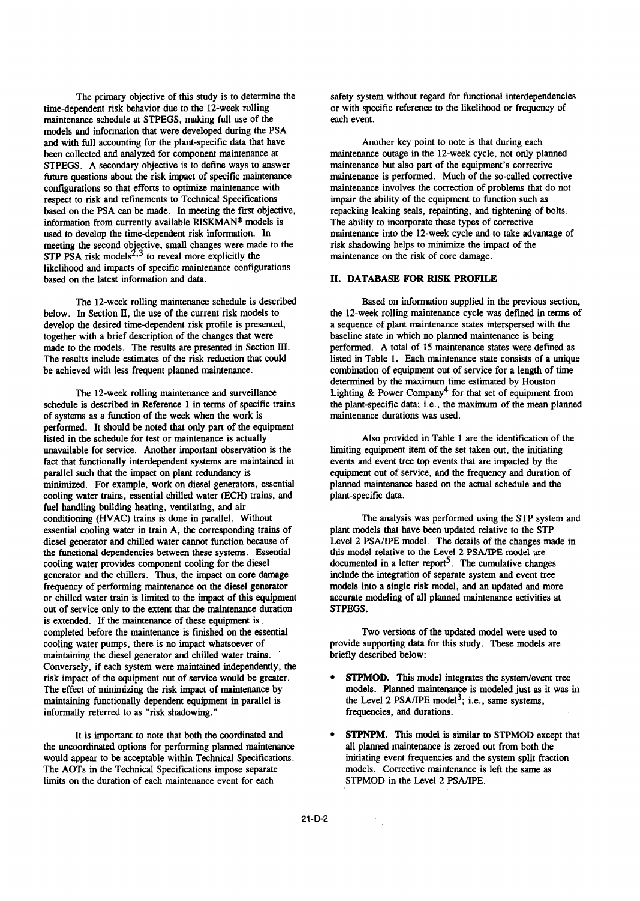The primary objective of this study is to determine the time-dependent risk behavior due to the 12-week rolling maintenance schedule at STPEGS, making full use of the models and information that were developed during the PSA and with full accounting for the plant-specific data that have been collected and analyzed for component maintenance at STPEGS. A secondary objective is to define ways to answer future questions about the risk impact of specific maintenance configurations so that efforts to optimize maintenance with respect to risk and refinements to Technical Specifications based on the PSA can be made. In meeting the first objective, information from currently available RISKMAN® models is used to develop the time-dependent risk information. In meeting the second objective, small changes were made to the STP PSA risk models[2,3] to reveal more explicitly the likelihood and impacts of specific maintenance configurations based on the latest information and data.

The 12-week rolling maintenance schedule is described below. In Section II, the use of the current risk models to develop the desired time-dependent risk profile is presented, together with a brief description of the changes that were made to the models. The results are presented in Section III. The results include estimates of the risk reduction that could be achieved with less frequent planned maintenance.

The 12-week rolling maintenance and surveillance schedule is described in Reference 1 in terms of specific trains of systems as a function of the week when the work is performed. It should be noted that only part of the equipment listed in the schedule for test or maintenance is actually unavailable for service. Another important observation is the fact that functionally interdependent systems are maintained in parallel such that the impact on plant redundancy is minimized. For example, work on diesel generators, essential cooling water trains, essential chilled water (ECH) trains, and fuel handling building heating, ventilating, and air conditioning (HVAC) trains is done in parallel. Without essential cooling water in train A, the corresponding trains of diesel generator and chilled water cannot function because of the functional dependencies between these systems. Essential cooling water provides component cooling for the diesel generator and the chillers. Thus, the impact on core damage frequency of performing maintenance on the diesel generator or chilled water train is limited to the impact of this equipment out of service only to the extent that the maintenance duration is extended. If the maintenance of these equipment is completed before the maintenance is finished on the essential cooling water pumps, there is no impact whatsoever of maintaining the diesel generator and chilled water trains. Conversely, if each system were maintained independently, the risk impact of the equipment out of service would be greater. The effect of minimizing the risk impact of maintenance by maintaining functionally dependent equipment in parallel is informally referred to as "risk shadowing."

It is important to note that both the coordinated and the uncoordinated options for performing planned maintenance would appear to be acceptable within Technical Specifications. The AOTs in the Technical Specifications impose separate limits on the duration of each maintenance event for each safety system without regard for functional interdependencies or with specific reference to the likelihood or frequency of each event.

Another key point to note is that during each maintenance outage in the 12-week cycle, not only planned maintenance but also part of the equipment's corrective maintenance is performed. Much of the so-called corrective maintenance involves the correction of problems that do not impair the ability of the equipment to function such as repacking leaking seals, repainting, and tightening of bolts. The ability to incorporate these types of corrective maintenance into the 12-week cycle and to take advantage of risk shadowing helps to minimize the impact of the maintenance on the risk of core damage.

## II. DATABASE FOR RISK PROFILE

Based on information supplied in the previous section, the 12-week rolling maintenance cycle was defined in terms of a sequence of plant maintenance states interspersed with the baseline state in which no planned maintenance is being performed. A total of 15 maintenance states were defined as listed in Table 1. Each maintenance state consists of a unique combination of equipment out of service for a length of time determined by the maximum time estimated by Houston Lighting & Power Company[4] for that set of equipment from the plant-specific data; i.e., the maximum of the mean planned maintenance durations was used.

Also provided in Table 1 are the identification of the limiting equipment item of the set taken out, the initiating events and event tree top events that are impacted by the equipment out of service, and the frequency and duration of planned maintenance based on the actual schedule and the plant-specific data.

The analysis was performed using the STP system and plant models that have been updated relative to the STP Level 2 PSA/IPE model. The details of the changes made in this model relative to the Level 2 PSA/IPE model are documented in a letter report[5]. The cumulative changes include the integration of separate system and event tree models into a single risk model, and an updated and more accurate modeling of all planned maintenance activities at STPEGS.

Two versions of the updated model were used to provide supporting data for this study. These models are briefly described below:

- **STPMOD.** This model integrates the system/event tree models. Planned maintenance is modeled just as it was in the Level 2 PSA/IPE model[3]; i.e., same systems, frequencies, and durations.
- **STPNPM.** This model is similar to STPMOD except that all planned maintenance is zeroed out from both the initiating event frequencies and the system split fraction models. Corrective maintenance is left the same as STPMOD in the Level 2 PSA/IPE.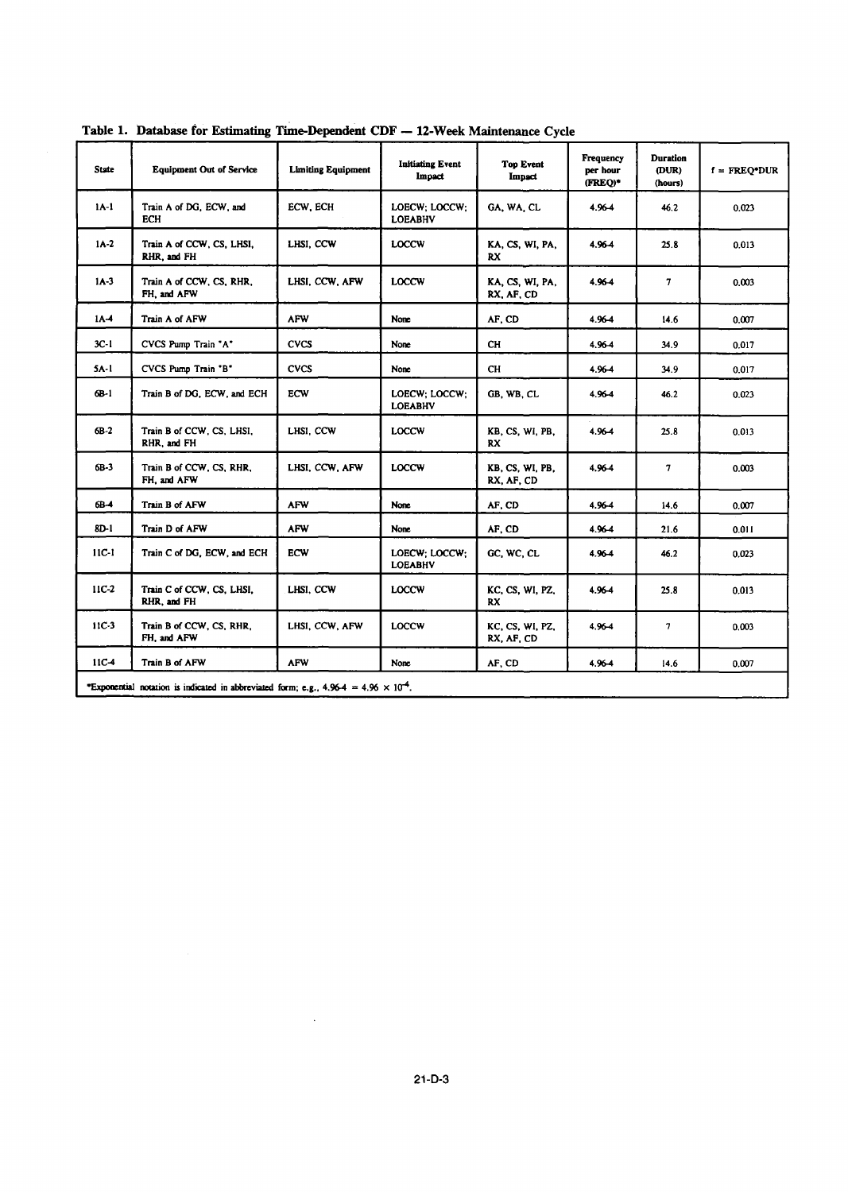**Table 1. Database for Estimating Time-Dependent CDF — 12-Week Maintenance Cycle**

| State | Equipment Out of Service | Limiting Equipment | Initiating Event Impact | Top Event Impact | Frequency per hour (FREQ)* | Duration (DUR) (hours) | f = FREQ*DUR |
|---|---|---|---|---|---|---|---|
| 1A-1 | Train A of DG, ECW, and ECH | ECW, ECH | LOECW; LOCCW; LOEABHV | GA, WA, CL | 4.96-4 | 46.2 | 0.023 |
| 1A-2 | Train A of CCW, CS, LHSI, RHR, and FH | LHSI, CCW | LOCCW | KA, CS, WI, PA, RX | 4.96-4 | 25.8 | 0.013 |
| 1A-3 | Train A of CCW, CS, RHR, FH, and AFW | LHSI, CCW, AFW | LOCCW | KA, CS, WI, PA, RX, AF, CD | 4.96-4 | 7 | 0.003 |
| 1A-4 | Train A of AFW | AFW | None | AF, CD | 4.96-4 | 14.6 | 0.007 |
| 3C-1 | CVCS Pump Train "A" | CVCS | None | CH | 4.96-4 | 34.9 | 0.017 |
| 5A-1 | CVCS Pump Train "B" | CVCS | None | CH | 4.96-4 | 34.9 | 0.017 |
| 6B-1 | Train B of DG, ECW, and ECH | ECW | LOECW; LOCCW; LOEABHV | GB, WB, CL | 4.96-4 | 46.2 | 0.023 |
| 6B-2 | Train B of CCW, CS, LHSI, RHR, and FH | LHSI, CCW | LOCCW | KB, CS, WI, PB, RX | 4.96-4 | 25.8 | 0.013 |
| 6B-3 | Train B of CCW, CS, RHR, FH, and AFW | LHSI, CCW, AFW | LOCCW | KB, CS, WI, PB, RX, AF, CD | 4.96-4 | 7 | 0.003 |
| 6B-4 | Train B of AFW | AFW | None | AF, CD | 4.96-4 | 14.6 | 0.007 |
| 8D-1 | Train D of AFW | AFW | None | AF, CD | 4.96-4 | 21.6 | 0.011 |
| 11C-1 | Train C of DG, ECW, and ECH | ECW | LOECW; LOCCW; LOEABHV | GC, WC, CL | 4.96-4 | 46.2 | 0.023 |
| 11C-2 | Train C of CCW, CS, LHSI, RHR, and FH | LHSI, CCW | LOCCW | KC, CS, WI, PZ, RX | 4.96-4 | 25.8 | 0.013 |
| 11C-3 | Train B of CCW, CS, RHR, FH, and AFW | LHSI, CCW, AFW | LOCCW | KC, CS, WI, PZ, RX, AF, CD | 4.96-4 | 7 | 0.003 |
| 11C-4 | Train B of AFW | AFW | None | AF, CD | 4.96-4 | 14.6 | 0.007 |

*Exponential notation is indicated in abbreviated form; e.g., 4.96-4 = $4.96 \times 10^{-4}$.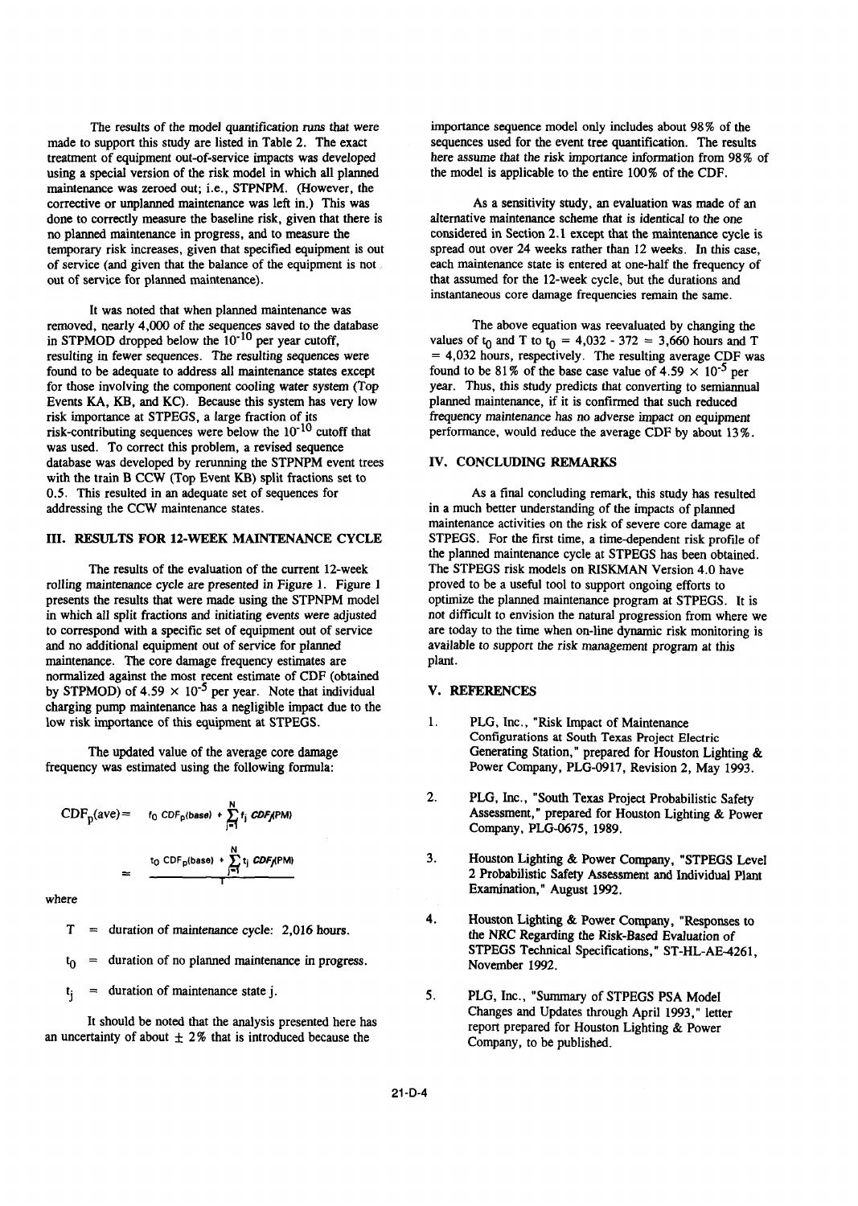The results of the model quantification runs that were made to support this study are listed in Table 2. The exact treatment of equipment out-of-service impacts was developed using a special version of the risk model in which all planned maintenance was zeroed out; i.e., STPNPM. (However, the corrective or unplanned maintenance was left in.) This was done to correctly measure the baseline risk, given that there is no planned maintenance in progress, and to measure the temporary risk increases, given that specified equipment is out of service (and given that the balance of the equipment is not out of service for planned maintenance).

It was noted that when planned maintenance was removed, nearly 4,000 of the sequences saved to the database in STPMOD dropped below the $10^{-10}$ per year cutoff, resulting in fewer sequences. The resulting sequences were found to be adequate to address all maintenance states except for those involving the component cooling water system (Top Events KA, KB, and KC). Because this system has very low risk importance at STPEGS, a large fraction of its risk-contributing sequences were below the $10^{-10}$ cutoff that was used. To correct this problem, a revised sequence database was developed by rerunning the STPNPM event trees with the train B CCW (Top Event KB) split fractions set to 0.5. This resulted in an adequate set of sequences for addressing the CCW maintenance states.

## III. RESULTS FOR 12-WEEK MAINTENANCE CYCLE

The results of the evaluation of the current 12-week rolling maintenance cycle are presented in Figure 1. Figure 1 presents the results that were made using the STPNPM model in which all split fractions and initiating events were adjusted to correspond with a specific set of equipment out of service and no additional equipment out of service for planned maintenance. The core damage frequency estimates are normalized against the most recent estimate of CDF (obtained by STPMOD) of $4.59 \times 10^{-5}$ per year. Note that individual charging pump maintenance has a negligible impact due to the low risk importance of this equipment at STPEGS.

The updated value of the average core damage frequency was estimated using the following formula:

$$CDF_p(ave) = t_0\, CDF_p(base) + \sum_{j=1}^{N} t_j\, CDF_j(PM)$$

$$= \frac{t_0\, CDF_p(base) + \sum_{j=1}^{N} t_j\, CDF_j(PM)}{T}$$

where

$T$ = duration of maintenance cycle: 2,016 hours.

$t_0$ = duration of no planned maintenance in progress.

$t_j$ = duration of maintenance state j.

It should be noted that the analysis presented here has an uncertainty of about ± 2% that is introduced because the importance sequence model only includes about 98% of the sequences used for the event tree quantification. The results here assume that the risk importance information from 98% of the model is applicable to the entire 100% of the CDF.

As a sensitivity study, an evaluation was made of an alternative maintenance scheme that is identical to the one considered in Section 2.1 except that the maintenance cycle is spread out over 24 weeks rather than 12 weeks. In this case, each maintenance state is entered at one-half the frequency of that assumed for the 12-week cycle, but the durations and instantaneous core damage frequencies remain the same.

The above equation was reevaluated by changing the values of $t_0$ and T to $t_0$ = 4,032 - 372 = 3,660 hours and T = 4,032 hours, respectively. The resulting average CDF was found to be 81% of the base case value of $4.59 \times 10^{-5}$ per year. Thus, this study predicts that converting to semiannual planned maintenance, if it is confirmed that such reduced frequency maintenance has no adverse impact on equipment performance, would reduce the average CDF by about 13%.

## IV. CONCLUDING REMARKS

As a final concluding remark, this study has resulted in a much better understanding of the impacts of planned maintenance activities on the risk of severe core damage at STPEGS. For the first time, a time-dependent risk profile of the planned maintenance cycle at STPEGS has been obtained. The STPEGS risk models on RISKMAN Version 4.0 have proved to be a useful tool to support ongoing efforts to optimize the planned maintenance program at STPEGS. It is not difficult to envision the natural progression from where we are today to the time when on-line dynamic risk monitoring is available to support the risk management program at this plant.

## V. REFERENCES

1. PLG, Inc., "Risk Impact of Maintenance Configurations at South Texas Project Electric Generating Station," prepared for Houston Lighting & Power Company, PLG-0917, Revision 2, May 1993.
2. PLG, Inc., "South Texas Project Probabilistic Safety Assessment," prepared for Houston Lighting & Power Company, PLG-0675, 1989.
3. Houston Lighting & Power Company, "STPEGS Level 2 Probabilistic Safety Assessment and Individual Plant Examination," August 1992.
4. Houston Lighting & Power Company, "Responses to the NRC Regarding the Risk-Based Evaluation of STPEGS Technical Specifications," ST-HL-AE-4261, November 1992.
5. PLG, Inc., "Summary of STPEGS PSA Model Changes and Updates through April 1993," letter report prepared for Houston Lighting & Power Company, to be published.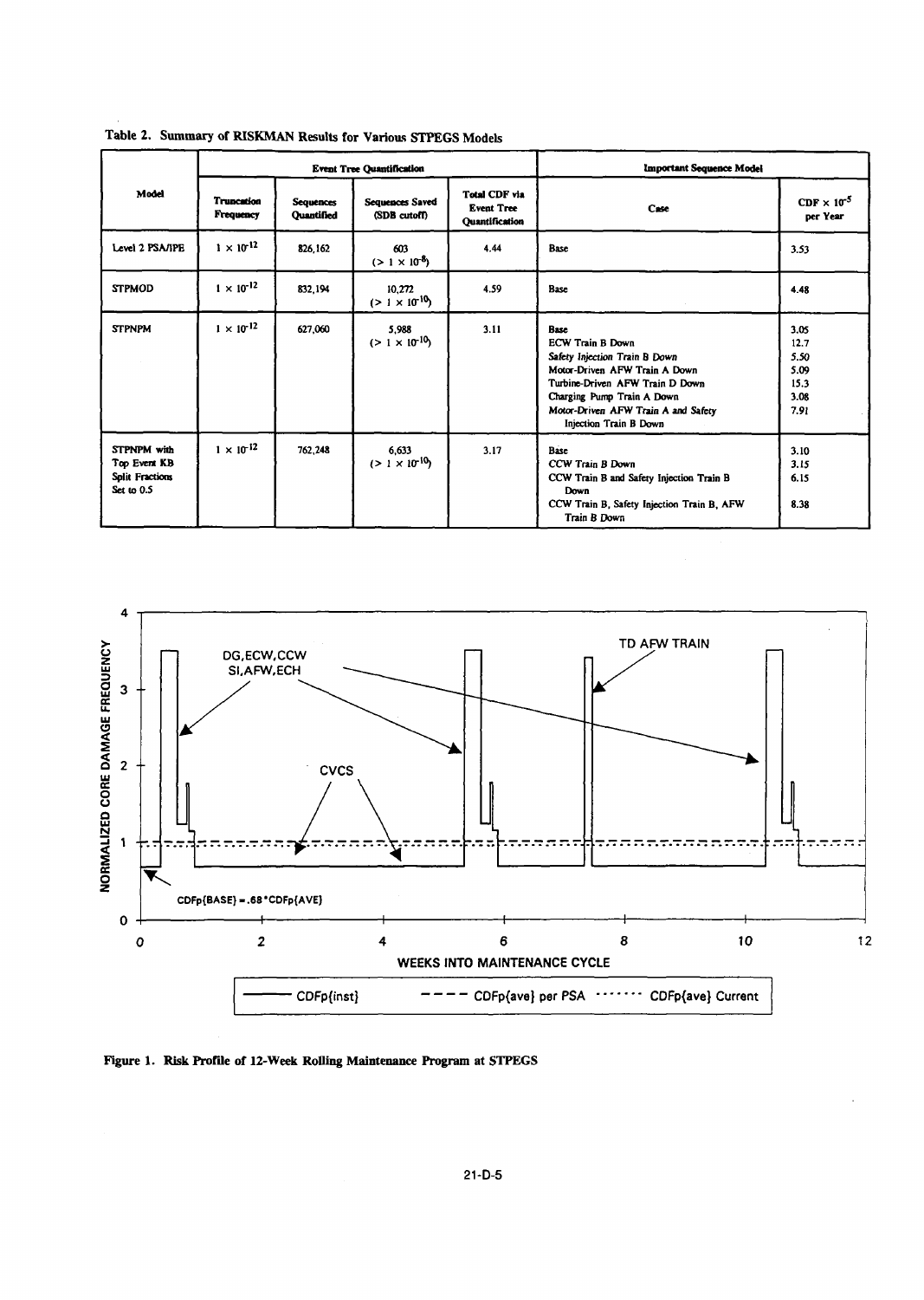Table 2. Summary of RISKMAN Results for Various STPEGS Models

| Model | Event Tree Quantification | | | | Important Sequence Model | |
|---|---|---|---|---|---|---|
| | Truncation Frequency | Sequences Quantified | Sequences Saved (SDB cutoff) | Total CDF via Event Tree Quantification | Case | CDF $\times 10^{-5}$ per Year |
| Level 2 PSA/IPE | $1 \times 10^{-12}$ | 826,162 | 603 ($> 1 \times 10^{-8}$) | 4.44 | Base | 3.53 |
| STPMOD | $1 \times 10^{-12}$ | 832,194 | 10,272 ($> 1 \times 10^{-10}$) | 4.59 | Base | 4.48 |
| STPNPM | $1 \times 10^{-12}$ | 627,060 | 5,988 ($> 1 \times 10^{-10}$) | 3.11 | Base<br>ECW Train B Down<br>Safety Injection Train B Down<br>Motor-Driven AFW Train A Down<br>Turbine-Driven AFW Train D Down<br>Charging Pump Train A Down<br>Motor-Driven AFW Train A and Safety Injection Train B Down | 3.05<br>12.7<br>5.50<br>5.09<br>15.3<br>3.08<br>7.91 |
| STPNPM with Top Event KB Split Fractions Set to 0.5 | $1 \times 10^{-12}$ | 762,248 | 6,633 ($> 1 \times 10^{-10}$) | 3.17 | Base<br>CCW Train B Down<br>CCW Train B and Safety Injection Train B Down<br>CCW Train B, Safety Injection Train B, AFW Train B Down | 3.10<br>3.15<br>6.15<br>8.38 |

Figure 1. Risk Profile of 12-Week Rolling Maintenance Program at STPEGS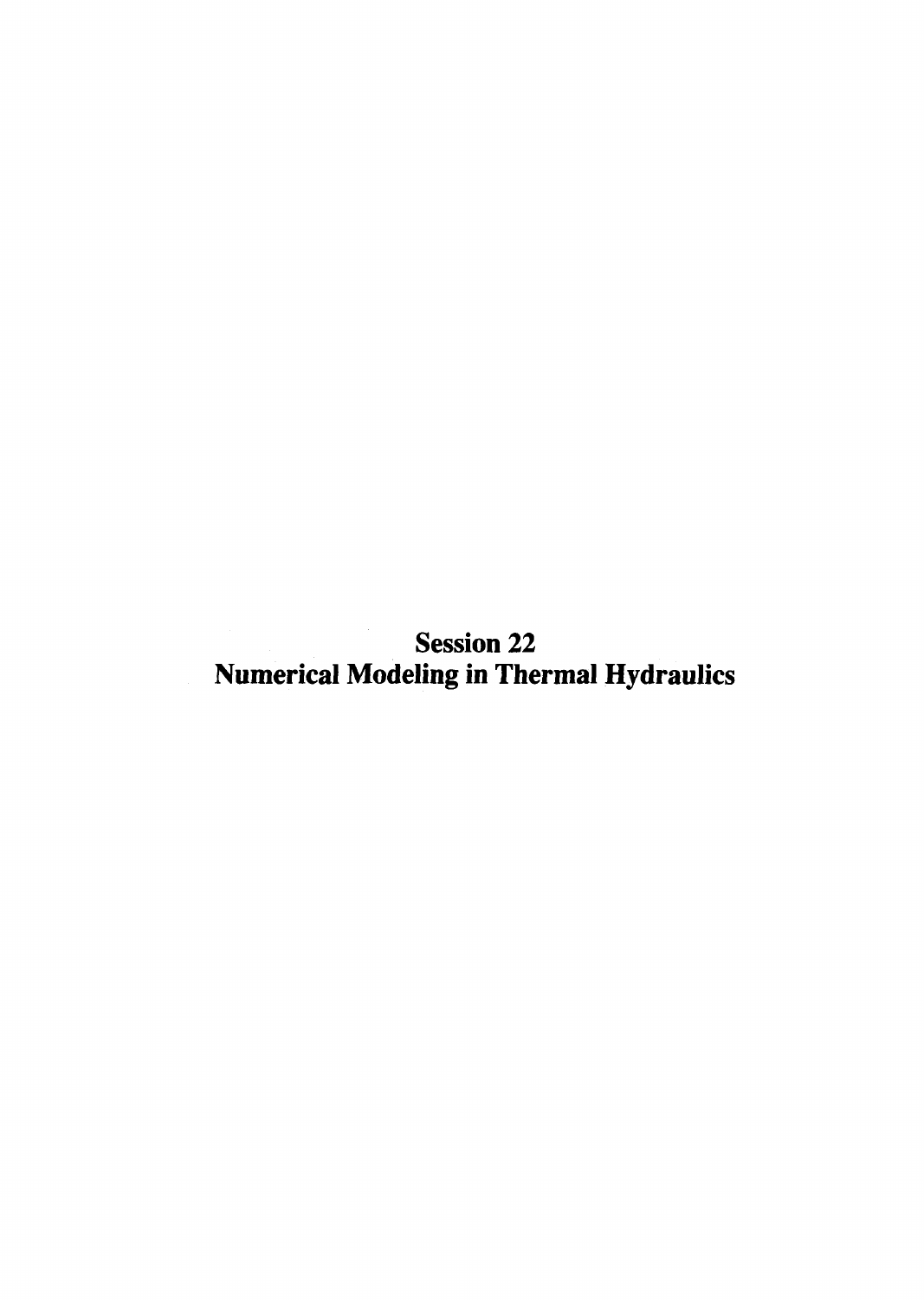# Session 22
# Numerical Modeling in Thermal Hydraulics